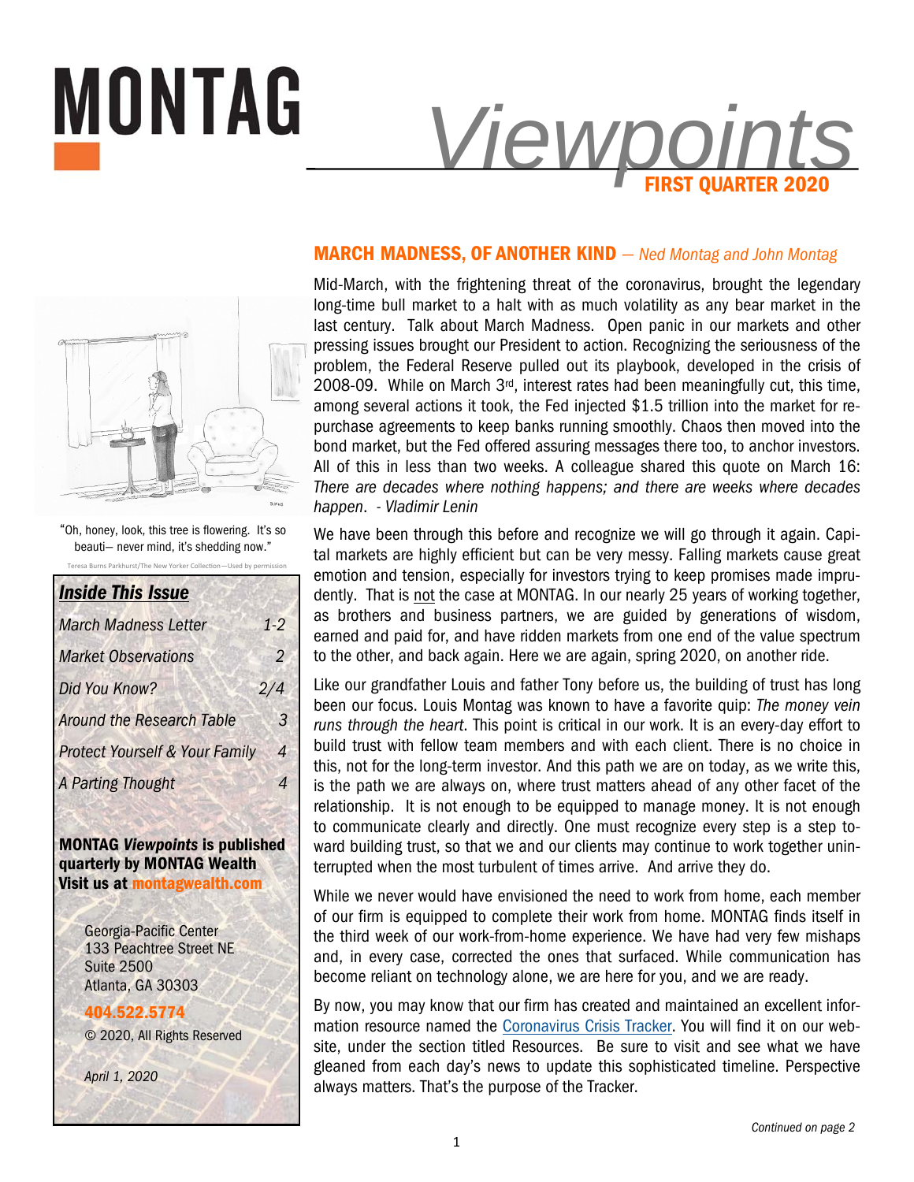# MONTAG *Viewpoints*

**FIRST QUARTER 2020**

"Oh, honey, look, this tree is flowering. It's so beauti— never mind, it's shedding now."

Teresa Burns Parkhurst/The New Yorker Collection—Used by permission

## *Inside This Issue*

| | |
|---|---|
| *March Madness Letter* | *1-2* |
| *Market Observations* | *2* |
| *Did You Know?* | *2/4* |
| *Around the Research Table* | *3* |
| *Protect Yourself & Your Family* | *4* |
| *A Parting Thought* | *4* |

**MONTAG *Viewpoints* is published quarterly by MONTAG Wealth**
**Visit us at montagwealth.com**

Georgia-Pacific Center
133 Peachtree Street NE
Suite 2500
Atlanta, GA 30303

**404.522.5774**

© 2020, All Rights Reserved

*April 1, 2020*

## MARCH MADNESS, OF ANOTHER KIND — *Ned Montag and John Montag*

Mid-March, with the frightening threat of the coronavirus, brought the legendary long-time bull market to a halt with as much volatility as any bear market in the last century. Talk about March Madness. Open panic in our markets and other pressing issues brought our President to action. Recognizing the seriousness of the problem, the Federal Reserve pulled out its playbook, developed in the crisis of 2008-09. While on March 3rd, interest rates had been meaningfully cut, this time, among several actions it took, the Fed injected $1.5 trillion into the market for repurchase agreements to keep banks running smoothly. Chaos then moved into the bond market, but the Fed offered assuring messages there too, to anchor investors. All of this in less than two weeks. A colleague shared this quote on March 16: *There are decades where nothing happens; and there are weeks where decades happen. - Vladimir Lenin*

We have been through this before and recognize we will go through it again. Capital markets are highly efficient but can be very messy. Falling markets cause great emotion and tension, especially for investors trying to keep promises made imprudently. That is not the case at MONTAG. In our nearly 25 years of working together, as brothers and business partners, we are guided by generations of wisdom, earned and paid for, and have ridden markets from one end of the value spectrum to the other, and back again. Here we are again, spring 2020, on another ride.

Like our grandfather Louis and father Tony before us, the building of trust has long been our focus. Louis Montag was known to have a favorite quip: *The money vein runs through the heart*. This point is critical in our work. It is an every-day effort to build trust with fellow team members and with each client. There is no choice in this, not for the long-term investor. And this path we are on today, as we write this, is the path we are always on, where trust matters ahead of any other facet of the relationship. It is not enough to be equipped to manage money. It is not enough to communicate clearly and directly. One must recognize every step is a step toward building trust, so that we and our clients may continue to work together uninterrupted when the most turbulent of times arrive. And arrive they do.

While we never would have envisioned the need to work from home, each member of our firm is equipped to complete their work from home. MONTAG finds itself in the third week of our work-from-home experience. We have had very few mishaps and, in every case, corrected the ones that surfaced. While communication has become reliant on technology alone, we are here for you, and we are ready.

By now, you may know that our firm has created and maintained an excellent information resource named the Coronavirus Crisis Tracker. You will find it on our website, under the section titled Resources. Be sure to visit and see what we have gleaned from each day's news to update this sophisticated timeline. Perspective always matters. That's the purpose of the Tracker.

*Continued on page 2*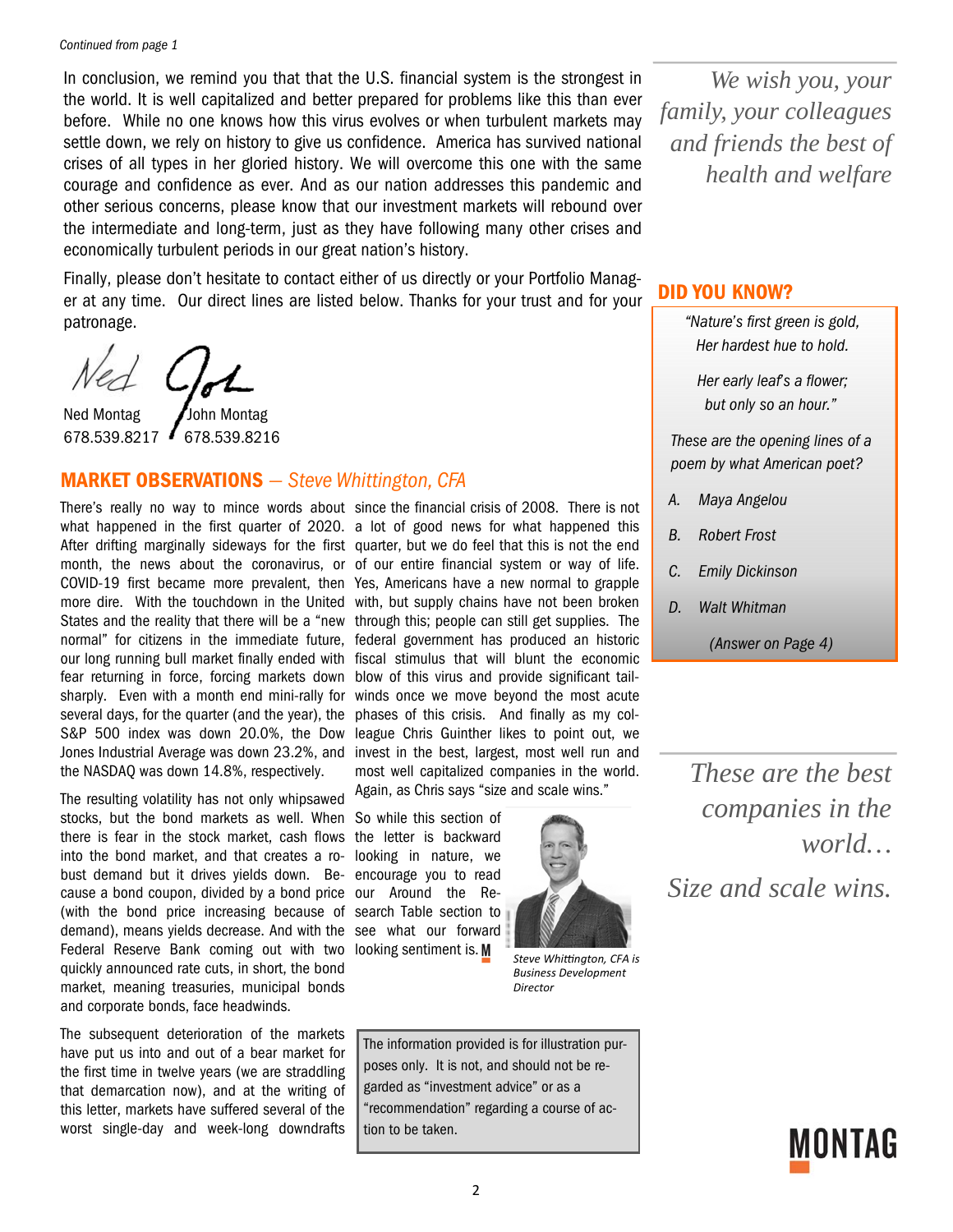*Continued from page 1*

In conclusion, we remind you that that the U.S. financial system is the strongest in the world. It is well capitalized and better prepared for problems like this than ever before. While no one knows how this virus evolves or when turbulent markets may settle down, we rely on history to give us confidence. America has survived national crises of all types in her gloried history. We will overcome this one with the same courage and confidence as ever. And as our nation addresses this pandemic and other serious concerns, please know that our investment markets will rebound over the intermediate and long-term, just as they have following many other crises and economically turbulent periods in our great nation's history.

Finally, please don't hesitate to contact either of us directly or your Portfolio Manager at any time. Our direct lines are listed below. Thanks for your trust and for your patronage.

Ned Montag
678.539.8217

John Montag
678.539.8216

*We wish you, your family, your colleagues and friends the best of health and welfare*

## MARKET OBSERVATIONS — *Steve Whittington, CFA*

There's really no way to mince words about what happened in the first quarter of 2020. After drifting marginally sideways for the first month, the news about the coronavirus, or COVID-19 first became more prevalent, then more dire. With the touchdown in the United States and the reality that there will be a "new normal" for citizens in the immediate future, our long running bull market finally ended with fear returning in force, forcing markets down sharply. Even with a month end mini-rally for several days, for the quarter (and the year), the S&P 500 index was down 20.0%, the Dow Jones Industrial Average was down 23.2%, and the NASDAQ was down 14.8%, respectively.

The resulting volatility has not only whipsawed stocks, but the bond markets as well. When there is fear in the stock market, cash flows into the bond market, and that creates a robust demand but it drives yields down. Because a bond coupon, divided by a bond price (with the bond price increasing because of demand), means yields decrease. And with the Federal Reserve Bank coming out with two quickly announced rate cuts, in short, the bond market, meaning treasuries, municipal bonds and corporate bonds, face headwinds.

The subsequent deterioration of the markets have put us into and out of a bear market for the first time in twelve years (we are straddling that demarcation now), and at the writing of this letter, markets have suffered several of the worst single-day and week-long downdrafts since the financial crisis of 2008. There is not a lot of good news for what happened this quarter, but we do feel that this is not the end of our entire financial system or way of life. Yes, Americans have a new normal to grapple with, but supply chains have not been broken through this; people can still get supplies. The federal government has produced an historic fiscal stimulus that will blunt the economic blow of this virus and provide significant tailwinds once we move beyond the most acute phases of this crisis. And finally as my colleague Chris Guinther likes to point out, we invest in the best, largest, most well run and most well capitalized companies in the world. Again, as Chris says "size and scale wins."

So while this section of the letter is backward looking in nature, we encourage you to read our Around the Research Table section to see what our forward looking sentiment is.

*Steve Whittington, CFA is Business Development Director*

The information provided is for illustration purposes only. It is not, and should not be regarded as "investment advice" or as a "recommendation" regarding a course of action to be taken.

## DID YOU KNOW?

*"Nature's first green is gold,*
*Her hardest hue to hold.*

*Her early leaf's a flower;*
*but only so an hour."*

*These are the opening lines of a poem by what American poet?*

- *A. Maya Angelou*
- *B. Robert Frost*
- *C. Emily Dickinson*
- *D. Walt Whitman*

*(Answer on Page 4)*

*These are the best companies in the world…*

*Size and scale wins.*

MONTAG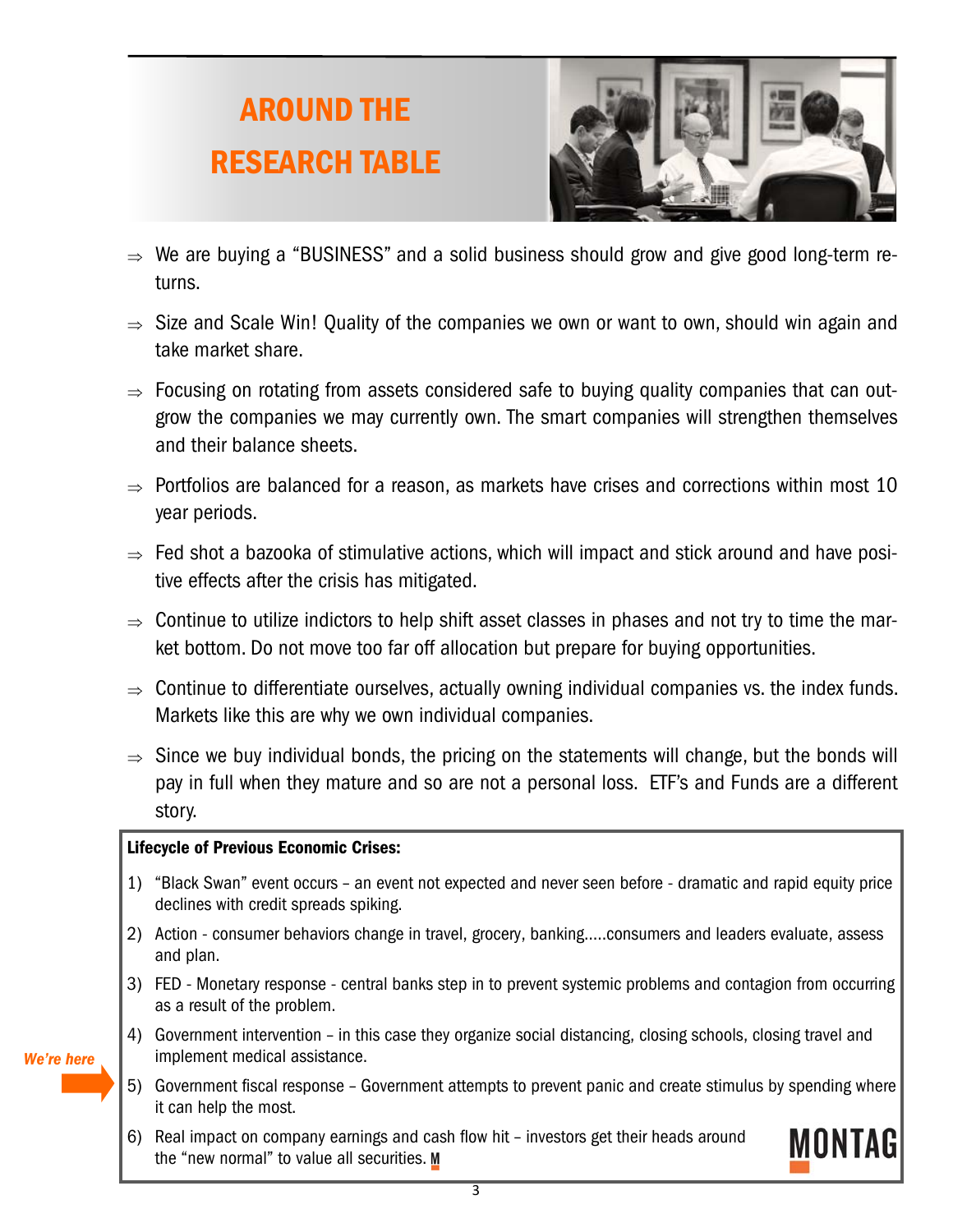# AROUND THE RESEARCH TABLE

- ⇒ We are buying a "BUSINESS" and a solid business should grow and give good long-term returns.
- ⇒ Size and Scale Win! Quality of the companies we own or want to own, should win again and take market share.
- ⇒ Focusing on rotating from assets considered safe to buying quality companies that can outgrow the companies we may currently own. The smart companies will strengthen themselves and their balance sheets.
- ⇒ Portfolios are balanced for a reason, as markets have crises and corrections within most 10 year periods.
- ⇒ Fed shot a bazooka of stimulative actions, which will impact and stick around and have positive effects after the crisis has mitigated.
- ⇒ Continue to utilize indictors to help shift asset classes in phases and not try to time the market bottom. Do not move too far off allocation but prepare for buying opportunities.
- ⇒ Continue to differentiate ourselves, actually owning individual companies vs. the index funds. Markets like this are why we own individual companies.
- ⇒ Since we buy individual bonds, the pricing on the statements will change, but the bonds will pay in full when they mature and so are not a personal loss. ETF's and Funds are a different story.

**Lifecycle of Previous Economic Crises:**

1) "Black Swan" event occurs – an event not expected and never seen before - dramatic and rapid equity price declines with credit spreads spiking.
2) Action - consumer behaviors change in travel, grocery, banking.....consumers and leaders evaluate, assess and plan.
3) FED - Monetary response - central banks step in to prevent systemic problems and contagion from occurring as a result of the problem.
4) Government intervention – in this case they organize social distancing, closing schools, closing travel and implement medical assistance.
5) Government fiscal response – Government attempts to prevent panic and create stimulus by spending where it can help the most. *(We're here)*
6) Real impact on company earnings and cash flow hit – investors get their heads around the "new normal" to value all securities.

MONTAG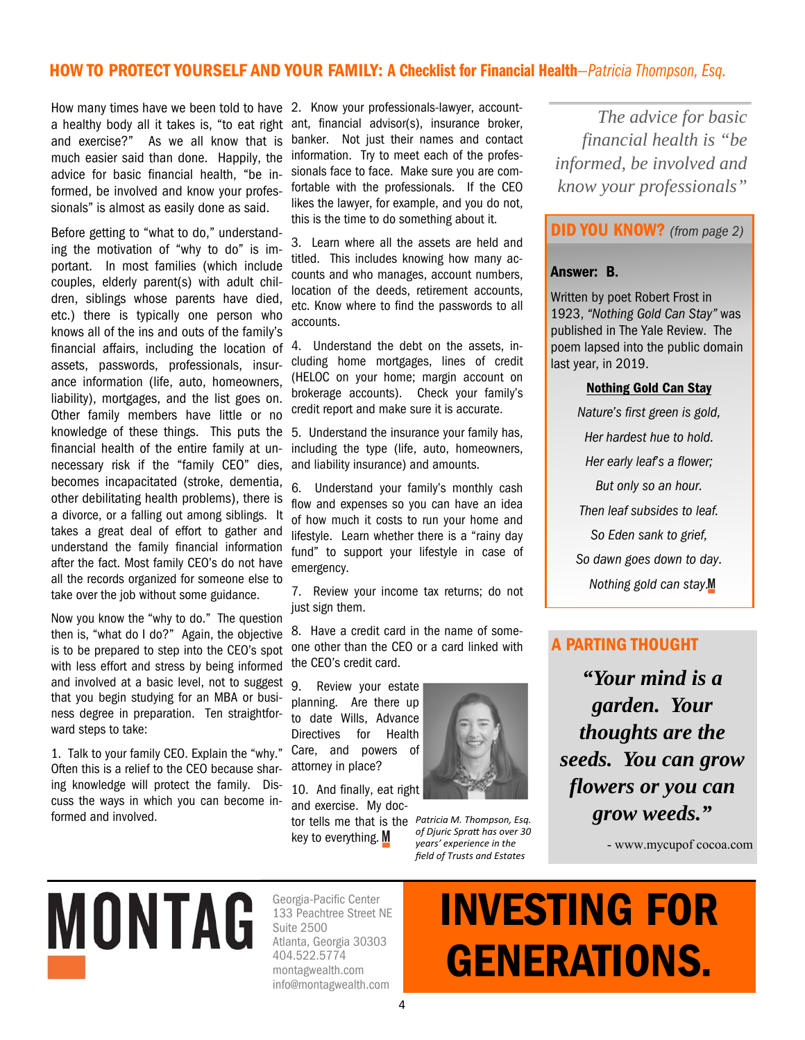## HOW TO PROTECT YOURSELF AND YOUR FAMILY: A Checklist for Financial Health—*Patricia Thompson, Esq.*

How many times have we been told to have a healthy body all it takes is, "to eat right and exercise?" As we all know that is much easier said than done. Happily, the advice for basic financial health, "be informed, be involved and know your professionals" is almost as easily done as said.

Before getting to "what to do," understanding the motivation of "why to do" is important. In most families (which include couples, elderly parent(s) with adult children, siblings whose parents have died, etc.) there is typically one person who knows all of the ins and outs of the family's financial affairs, including the location of assets, passwords, professionals, insurance information (life, auto, homeowners, liability), mortgages, and the list goes on. Other family members have little or no knowledge of these things. This puts the financial health of the entire family at unnecessary risk if the "family CEO" dies, becomes incapacitated (stroke, dementia, other debilitating health problems), there is a divorce, or a falling out among siblings. It takes a great deal of effort to gather and understand the family financial information after the fact. Most family CEO's do not have all the records organized for someone else to take over the job without some guidance.

Now you know the "why to do." The question then is, "what do I do?" Again, the objective is to be prepared to step into the CEO's spot with less effort and stress by being informed and involved at a basic level, not to suggest that you begin studying for an MBA or business degree in preparation. Ten straightforward steps to take:

1. Talk to your family CEO. Explain the "why." Often this is a relief to the CEO because sharing knowledge will protect the family. Discuss the ways in which you can become informed and involved.

2. Know your professionals-lawyer, accountant, financial advisor(s), insurance broker, banker. Not just their names and contact information. Try to meet each of the professionals face to face. Make sure you are comfortable with the professionals. If the CEO likes the lawyer, for example, and you do not, this is the time to do something about it.

3. Learn where all the assets are held and titled. This includes knowing how many accounts and who manages, account numbers, location of the deeds, retirement accounts, etc. Know where to find the passwords to all accounts.

4. Understand the debt on the assets, including home mortgages, lines of credit (HELOC on your home; margin account on brokerage accounts). Check your family's credit report and make sure it is accurate.

5. Understand the insurance your family has, including the type (life, auto, homeowners, and liability insurance) and amounts.

6. Understand your family's monthly cash flow and expenses so you can have an idea of how much it costs to run your home and lifestyle. Learn whether there is a "rainy day fund" to support your lifestyle in case of emergency.

7. Review your income tax returns; do not just sign them.

8. Have a credit card in the name of someone other than the CEO or a card linked with the CEO's credit card.

9. Review your estate planning. Are there up to date Wills, Advance Directives for Health Care, and powers of attorney in place?

10. And finally, eat right and exercise. My doctor tells me that is the key to everything. **M**

*Patricia M. Thompson, Esq. of Djuric Spratt has over 30 years' experience in the field of Trusts and Estates*

> The advice for basic financial health is "be informed, be involved and know your professionals"

## DID YOU KNOW? *(from page 2)*

**Answer: B.**

Written by poet Robert Frost in 1923, *"Nothing Gold Can Stay"* was published in The Yale Review. The poem lapsed into the public domain last year, in 2019.

**Nothing Gold Can Stay**

*Nature's first green is gold,*
*Her hardest hue to hold.*
*Her early leaf's a flower;*
*But only so an hour.*
*Then leaf subsides to leaf.*
*So Eden sank to grief,*
*So dawn goes down to day.*
*Nothing gold can stay.* **M**

## A PARTING THOUGHT

***"Your mind is a garden. Your thoughts are the seeds. You can grow flowers or you can grow weeds."***

- www.mycupof cocoa.com

**MONTAG**

Georgia-Pacific Center
133 Peachtree Street NE
Suite 2500
Atlanta, Georgia 30303
404.522.5774
montagwealth.com
info@montagwealth.com

**INVESTING FOR GENERATIONS.**